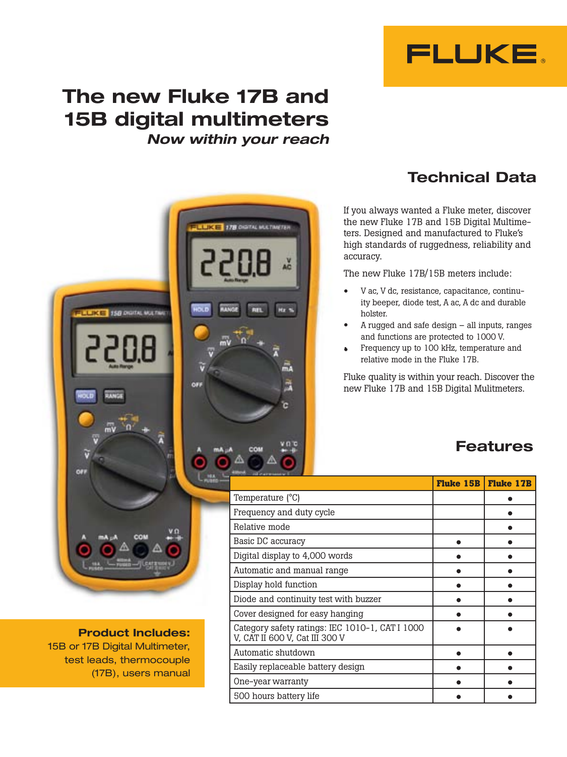FLUKE

# The new Fluke 17B and 15B digital multimeters

*Now within your reach*

## Technical Data

If you always wanted a Fluke meter, discover the new Fluke 17B and 15B Digital Multimeters. Designed and manufactured to Fluke's high standards of ruggedness, reliability and accuracy.

The new Fluke 17B/15B meters include:

- V ac, V dc, resistance, capacitance, continuity beeper, diode test, A ac, A dc and durable holster.
- A rugged and safe design – all inputs, ranges and functions are protected to 1000 V.
- Frequency up to 100 kHz, temperature and relative mode in the Fluke 17B.

Fluke quality is within your reach. Discover the new Fluke 17B and 15B Digital Mulitmeters.

## Features

| | Fluke 15B | Fluke 17B |
|---|---|---|
| Temperature (°C) | | ● |
| Frequency and duty cycle | | ● |
| Relative mode | | ● |
| Basic DC accuracy | ● | ● |
| Digital display to 4,000 words | ● | ● |
| Automatic and manual range | ● | ● |
| Display hold function | ● | ● |
| Diode and continuity test with buzzer | ● | ● |
| Cover designed for easy hanging | ● | ● |
| Category safety ratings: IEC 1010-1, CAT I 1000 V, CAT II 600 V, Cat III 300 V | ● | ● |
| Automatic shutdown | ● | ● |
| Easily replaceable battery design | ● | ● |
| One-year warranty | ● | ● |
| 500 hours battery life | ● | ● |

**Product Includes:**
15B or 17B Digital Multimeter, test leads, thermocouple (17B), users manual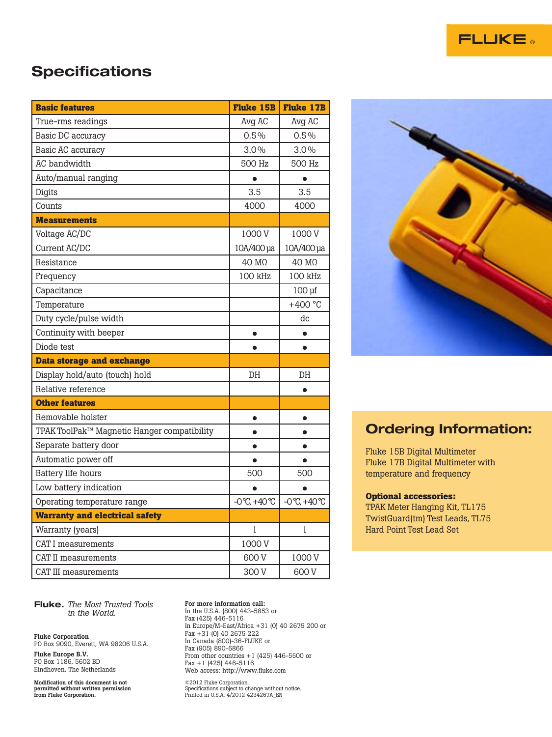# Specifications

| Basic features | Fluke 15B | Fluke 17B |
|---|---|---|
| True-rms readings | Avg AC | Avg AC |
| Basic DC accuracy | 0.5% | 0.5% |
| Basic AC accuracy | 3.0% | 3.0% |
| AC bandwidth | 500 Hz | 500 Hz |
| Auto/manual ranging | • | • |
| Digits | 3.5 | 3.5 |
| Counts | 4000 | 4000 |
| **Measurements** | | |
| Voltage AC/DC | 1000 V | 1000 V |
| Current AC/DC | 10A/400 µa | 10A/400 µa |
| Resistance | 40 MΩ | 40 MΩ |
| Frequency | 100 kHz | 100 kHz |
| Capacitance | | 100 µf |
| Temperature | | +400 °C |
| Duty cycle/pulse width | | dc |
| Continuity with beeper | • | • |
| Diode test | • | • |
| **Data storage and exchange** | | |
| Display hold/auto (touch) hold | DH | DH |
| Relative reference | | • |
| **Other features** | | |
| Removable holster | • | • |
| TPAK ToolPak™ Magnetic Hanger compatibility | • | • |
| Separate battery door | • | • |
| Automatic power off | • | • |
| Battery life hours | 500 | 500 |
| Low battery indication | • | • |
| Operating temperature range | -0 °C, +40 °C | -0 °C, +40 °C |
| **Warranty and electrical safety** | | |
| Warranty (years) | 1 | 1 |
| CAT I measurements | 1000 V | |
| CAT II measurements | 600 V | 1000 V |
| CAT III measurements | 300 V | 600 V |

## Ordering Information:

Fluke 15B Digital Multimeter
Fluke 17B Digital Multimeter with temperature and frequency

**Optional accessories:**
TPAK Meter Hanging Kit, TL175
TwistGuard(tm) Test Leads, TL75
Hard Point Test Lead Set

**Fluke.** *The Most Trusted Tools in the World.*

**Fluke Corporation**
PO Box 9090, Everett, WA 98206 U.S.A.

**Fluke Europe B.V.**
PO Box 1186, 5602 BD
Eindhoven, The Netherlands

**Modification of this document is not permitted without written permission from Fluke Corporation.**

**For more information call:**
In the U.S.A. (800) 443-5853 or
Fax (425) 446-5116
In Europe/M-East/Africa +31 (0) 40 2675 200 or
Fax +31 (0) 40 2675 222
In Canada (800)-36-FLUKE or
Fax (905) 890-6866
From other countries +1 (425) 446-5500 or
Fax +1 (425) 446-5116
Web access: http://www.fluke.com

©2012 Fluke Corporation.
Specifications subject to change without notice.
Printed in U.S.A. 4/2012 4234267A_EN